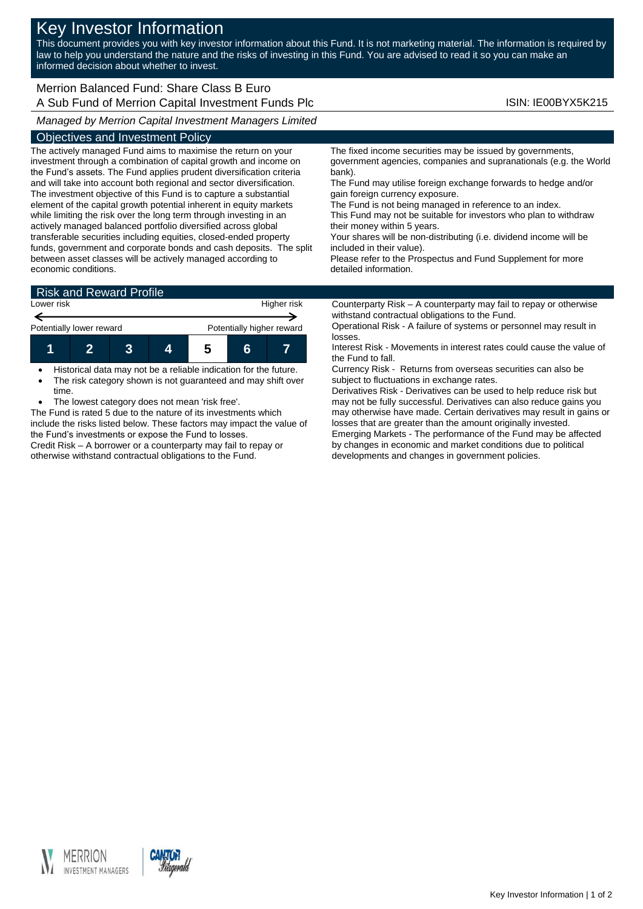# Key Investor Information

This document provides you with key investor information about this Fund. It is not marketing material. The information is required by law to help you understand the nature and the risks of investing in this Fund. You are advised to read it so you can make an informed decision about whether to invest.

Merrion Balanced Fund: Share Class B Euro
A Sub Fund of Merrion Capital Investment Funds Plc

ISIN: IE00BYX5K215

*Managed by Merrion Capital Investment Managers Limited*

## Objectives and Investment Policy

The actively managed Fund aims to maximise the return on your investment through a combination of capital growth and income on the Fund's assets. The Fund applies prudent diversification criteria and will take into account both regional and sector diversification. The investment objective of this Fund is to capture a substantial element of the capital growth potential inherent in equity markets while limiting the risk over the long term through investing in an actively managed balanced portfolio diversified across global transferable securities including equities, closed-ended property funds, government and corporate bonds and cash deposits. The split between asset classes will be actively managed according to economic conditions.

The fixed income securities may be issued by governments, government agencies, companies and supranationals (e.g. the World bank).

The Fund may utilise foreign exchange forwards to hedge and/or gain foreign currency exposure.

The Fund is not being managed in reference to an index.

This Fund may not be suitable for investors who plan to withdraw their money within 5 years.

Your shares will be non-distributing (i.e. dividend income will be included in their value).

Please refer to the Prospectus and Fund Supplement for more detailed information.

## Risk and Reward Profile

Lower risk ← → Higher risk

Potentially lower reward — Potentially higher reward

| 1 | 2 | 3 | 4 | **5** | 6 | 7 |
|---|---|---|---|---|---|---|

- Historical data may not be a reliable indication for the future.
- The risk category shown is not guaranteed and may shift over time.
- The lowest category does not mean 'risk free'.

The Fund is rated 5 due to the nature of its investments which include the risks listed below. These factors may impact the value of the Fund's investments or expose the Fund to losses.

Credit Risk – A borrower or a counterparty may fail to repay or otherwise withstand contractual obligations to the Fund.

Counterparty Risk – A counterparty may fail to repay or otherwise withstand contractual obligations to the Fund.

Operational Risk - A failure of systems or personnel may result in losses.

Interest Risk - Movements in interest rates could cause the value of the Fund to fall.

Currency Risk - Returns from overseas securities can also be subject to fluctuations in exchange rates.

Derivatives Risk - Derivatives can be used to help reduce risk but may not be fully successful. Derivatives can also reduce gains you may otherwise have made. Certain derivatives may result in gains or losses that are greater than the amount originally invested.

Emerging Markets - The performance of the Fund may be affected by changes in economic and market conditions due to political developments and changes in government policies.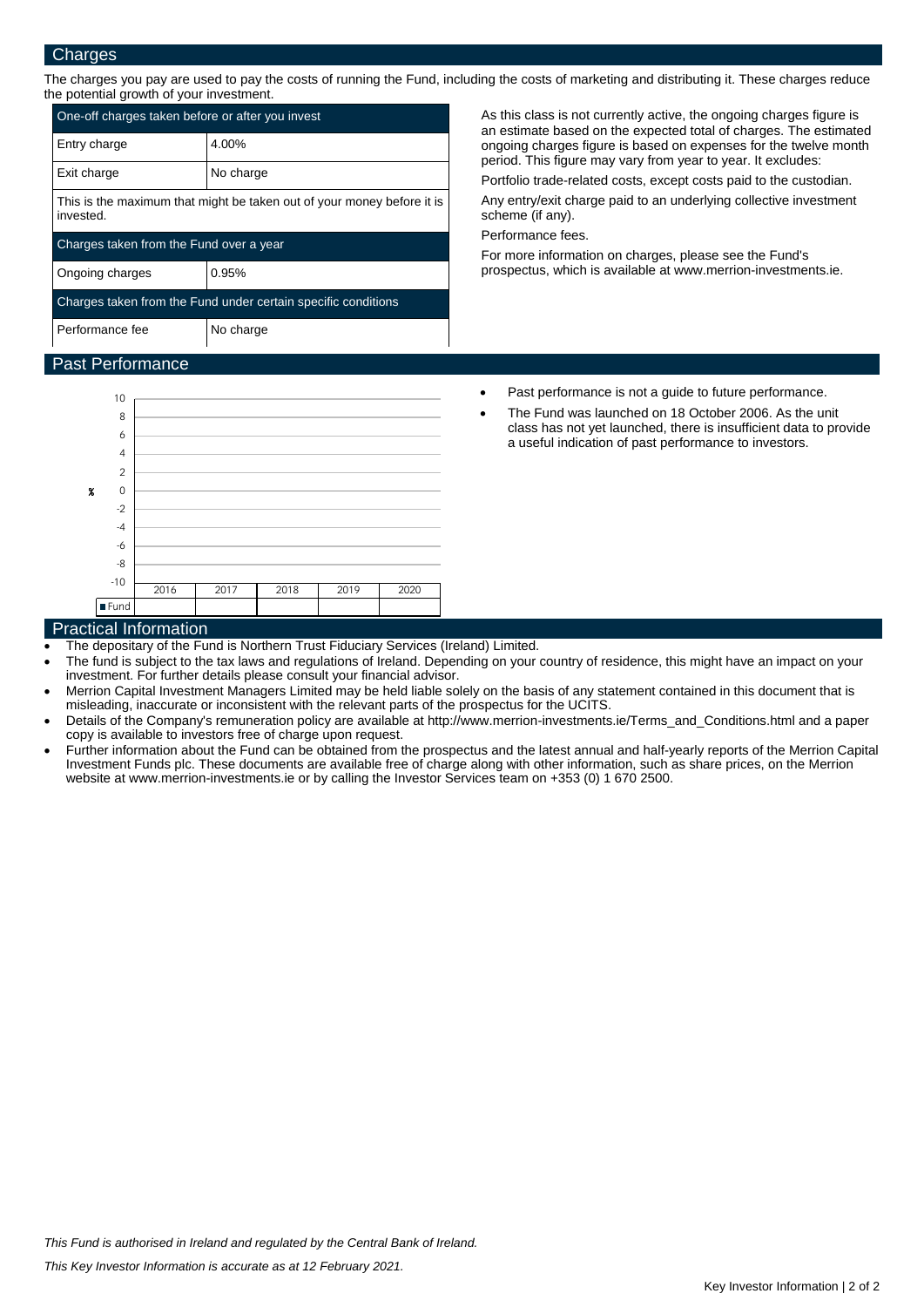## Charges

The charges you pay are used to pay the costs of running the Fund, including the costs of marketing and distributing it. These charges reduce the potential growth of your investment.

| One-off charges taken before or after you invest | |
|---|---|
| Entry charge | 4.00% |
| Exit charge | No charge |
| This is the maximum that might be taken out of your money before it is invested. | |
| **Charges taken from the Fund over a year** | |
| Ongoing charges | 0.95% |
| **Charges taken from the Fund under certain specific conditions** | |
| Performance fee | No charge |

As this class is not currently active, the ongoing charges figure is an estimate based on the expected total of charges. The estimated ongoing charges figure is based on expenses for the twelve month period. This figure may vary from year to year. It excludes:

Portfolio trade-related costs, except costs paid to the custodian.

Any entry/exit charge paid to an underlying collective investment scheme (if any).

Performance fees.

For more information on charges, please see the Fund's prospectus, which is available at www.merrion-investments.ie.

## Past Performance

%

10
8
6
4
2
0
-2
-4
-6
-8
-10

2016 2017 2018 2019 2020

Fund

- Past performance is not a guide to future performance.
- The Fund was launched on 18 October 2006. As the unit class has not yet launched, there is insufficient data to provide a useful indication of past performance to investors.

## Practical Information

- The depositary of the Fund is Northern Trust Fiduciary Services (Ireland) Limited.
- The fund is subject to the tax laws and regulations of Ireland. Depending on your country of residence, this might have an impact on your investment. For further details please consult your financial advisor.
- Merrion Capital Investment Managers Limited may be held liable solely on the basis of any statement contained in this document that is misleading, inaccurate or inconsistent with the relevant parts of the prospectus for the UCITS.
- Details of the Company's remuneration policy are available at http://www.merrion-investments.ie/Terms_and_Conditions.html and a paper copy is available to investors free of charge upon request.
- Further information about the Fund can be obtained from the prospectus and the latest annual and half-yearly reports of the Merrion Capital Investment Funds plc. These documents are available free of charge along with other information, such as share prices, on the Merrion website at www.merrion-investments.ie or by calling the Investor Services team on +353 (0) 1 670 2500.

*This Fund is authorised in Ireland and regulated by the Central Bank of Ireland.*

*This Key Investor Information is accurate as at 12 February 2021.*